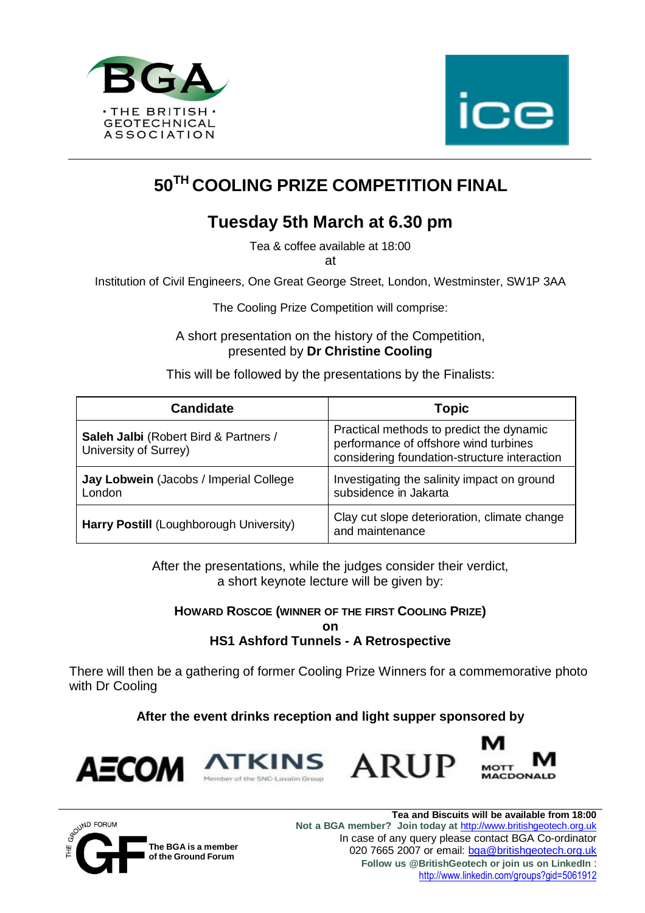# $50^{TH}$ COOLING PRIZE COMPETITION FINAL

## Tuesday 5th March at 6.30 pm

Tea & coffee available at 18:00

at

Institution of Civil Engineers, One Great George Street, London, Westminster, SW1P 3AA

The Cooling Prize Competition will comprise:

A short presentation on the history of the Competition, presented by **Dr Christine Cooling**

This will be followed by the presentations by the Finalists:

| Candidate | Topic |
|---|---|
| **Saleh Jalbi** (Robert Bird & Partners / University of Surrey) | Practical methods to predict the dynamic performance of offshore wind turbines considering foundation-structure interaction |
| **Jay Lobwein** (Jacobs / Imperial College London) | Investigating the salinity impact on ground subsidence in Jakarta |
| **Harry Postill** (Loughborough University) | Clay cut slope deterioration, climate change and maintenance |

After the presentations, while the judges consider their verdict, a short keynote lecture will be given by:

**Howard Roscoe (winner of the first Cooling Prize)**

**on**

**HS1 Ashford Tunnels - A Retrospective**

There will then be a gathering of former Cooling Prize Winners for a commemorative photo with Dr Cooling

**After the event drinks reception and light supper sponsored by**

AECOM ATKINS ARUP MOTT MACDONALD

The BGA is a member of the Ground Forum

**Tea and Biscuits will be available from 18:00**

**Not a BGA member? Join today at** http://www.britishgeotech.org.uk

In case of any query please contact BGA Co-ordinator 020 7665 2007 or email: bga@britishgeotech.org.uk

**Follow us @BritishGeotech or join us on LinkedIn** : http://www.linkedin.com/groups?gid=5061912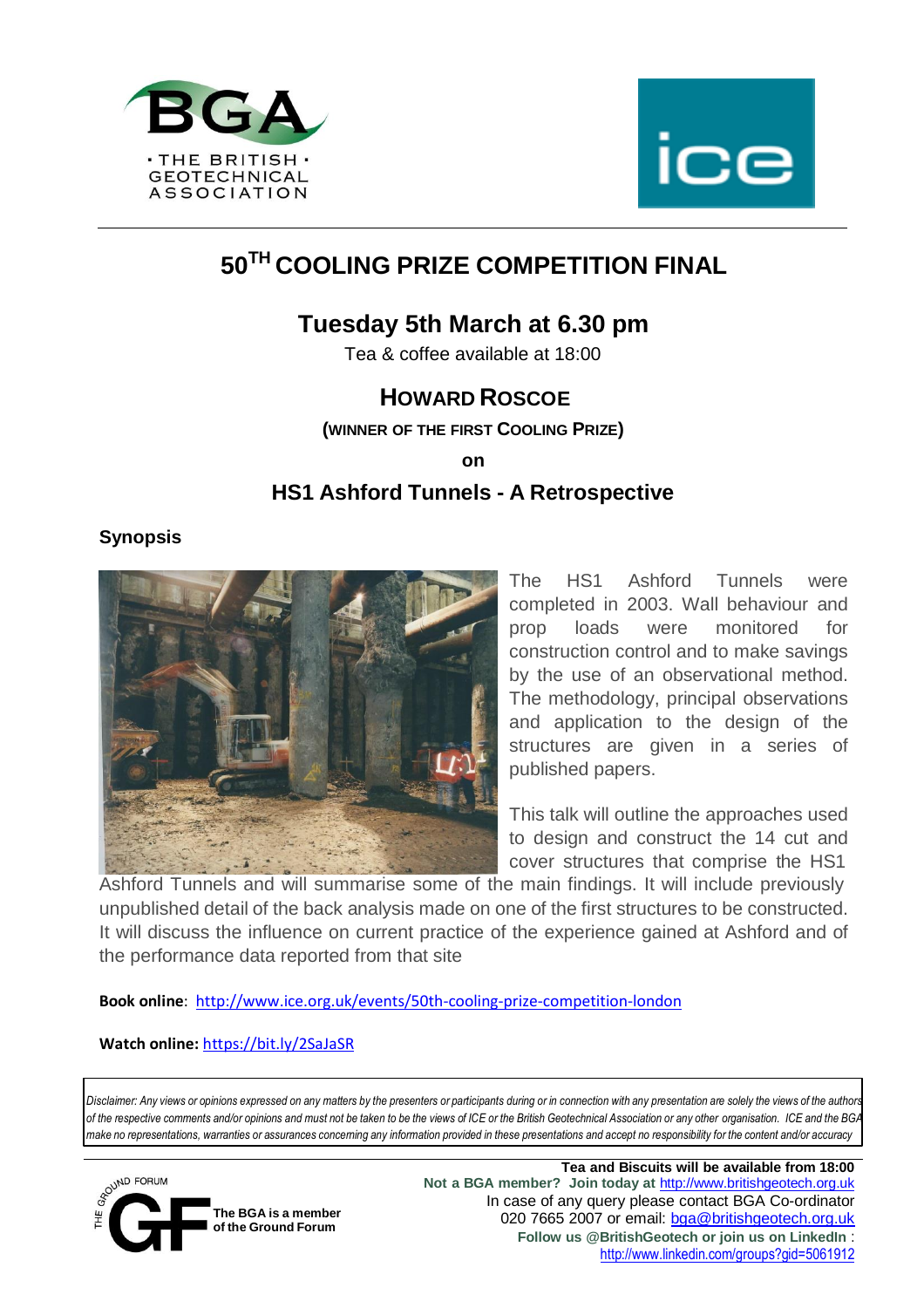BGA
· THE BRITISH ·
GEOTECHNICAL
ASSOCIATION

ice

# 50TH COOLING PRIZE COMPETITION FINAL

## Tuesday 5th March at 6.30 pm

Tea & coffee available at 18:00

## HOWARD ROSCOE

**(WINNER OF THE FIRST COOLING PRIZE)**

**on**

## HS1 Ashford Tunnels - A Retrospective

### Synopsis

The HS1 Ashford Tunnels were completed in 2003. Wall behaviour and prop loads were monitored for construction control and to make savings by the use of an observational method. The methodology, principal observations and application to the design of the structures are given in a series of published papers.

This talk will outline the approaches used to design and construct the 14 cut and cover structures that comprise the HS1 Ashford Tunnels and will summarise some of the main findings. It will include previously unpublished detail of the back analysis made on one of the first structures to be constructed. It will discuss the influence on current practice of the experience gained at Ashford and of the performance data reported from that site

**Book online**: http://www.ice.org.uk/events/50th-cooling-prize-competition-london

**Watch online:** https://bit.ly/2SaJaSR

*Disclaimer: Any views or opinions expressed on any matters by the presenters or participants during or in connection with any presentation are solely the views of the authors of the respective comments and/or opinions and must not be taken to be the views of ICE or the British Geotechnical Association or any other organisation. ICE and the BGA make no representations, warranties or assurances concerning any information provided in these presentations and accept no responsibility for the content and/or accuracy*

THE GROUND FORUM
**The BGA is a member of the Ground Forum**

**Tea and Biscuits will be available from 18:00**
**Not a BGA member? Join today at** http://www.britishgeotech.org.uk
In case of any query please contact BGA Co-ordinator
020 7665 2007 or email: bga@britishgeotech.org.uk
**Follow us @BritishGeotech or join us on LinkedIn** :
http://www.linkedin.com/groups?gid=5061912